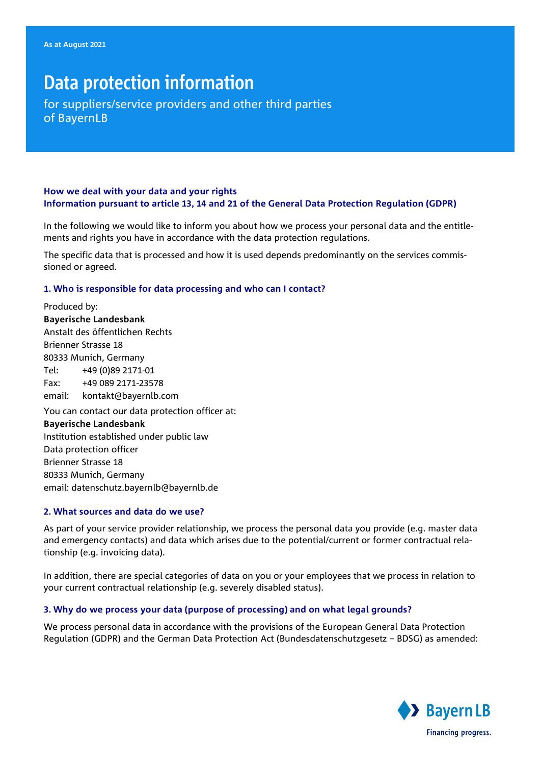As at August 2021

# Data protection information

for suppliers/service providers and other third parties of BayernLB

**How we deal with your data and your rights**
**Information pursuant to article 13, 14 and 21 of the General Data Protection Regulation (GDPR)**

In the following we would like to inform you about how we process your personal data and the entitlements and rights you have in accordance with the data protection regulations.

The specific data that is processed and how it is used depends predominantly on the services commissioned or agreed.

### 1. Who is responsible for data processing and who can I contact?

Produced by:
**Bayerische Landesbank**
Anstalt des öffentlichen Rechts
Brienner Strasse 18
80333 Munich, Germany
Tel: +49 (0)89 2171-01
Fax: +49 089 2171-23578
email: kontakt@bayernlb.com

You can contact our data protection officer at:
**Bayerische Landesbank**
Institution established under public law
Data protection officer
Brienner Strasse 18
80333 Munich, Germany
email: datenschutz.bayernlb@bayernlb.de

### 2. What sources and data do we use?

As part of your service provider relationship, we process the personal data you provide (e.g. master data and emergency contacts) and data which arises due to the potential/current or former contractual relationship (e.g. invoicing data).

In addition, there are special categories of data on you or your employees that we process in relation to your current contractual relationship (e.g. severely disabled status).

### 3. Why do we process your data (purpose of processing) and on what legal grounds?

We process personal data in accordance with the provisions of the European General Data Protection Regulation (GDPR) and the German Data Protection Act (Bundesdatenschutzgesetz – BDSG) as amended: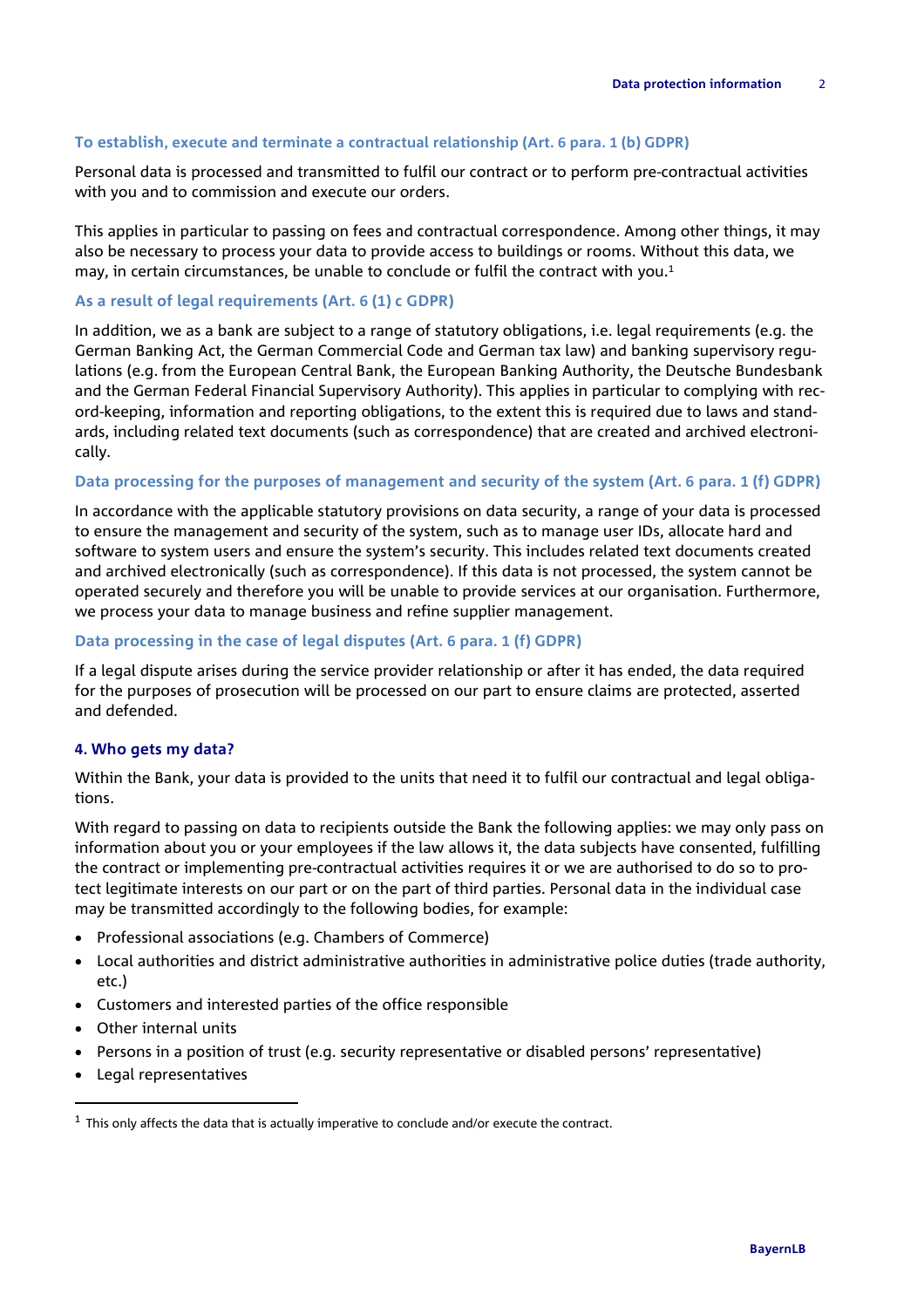### To establish, execute and terminate a contractual relationship (Art. 6 para. 1 (b) GDPR)

Personal data is processed and transmitted to fulfil our contract or to perform pre-contractual activities with you and to commission and execute our orders.

This applies in particular to passing on fees and contractual correspondence. Among other things, it may also be necessary to process your data to provide access to buildings or rooms. Without this data, we may, in certain circumstances, be unable to conclude or fulfil the contract with you.[1]

### As a result of legal requirements (Art. 6 (1) c GDPR)

In addition, we as a bank are subject to a range of statutory obligations, i.e. legal requirements (e.g. the German Banking Act, the German Commercial Code and German tax law) and banking supervisory regulations (e.g. from the European Central Bank, the European Banking Authority, the Deutsche Bundesbank and the German Federal Financial Supervisory Authority). This applies in particular to complying with record-keeping, information and reporting obligations, to the extent this is required due to laws and standards, including related text documents (such as correspondence) that are created and archived electronically.

### Data processing for the purposes of management and security of the system (Art. 6 para. 1 (f) GDPR)

In accordance with the applicable statutory provisions on data security, a range of your data is processed to ensure the management and security of the system, such as to manage user IDs, allocate hard and software to system users and ensure the system's security. This includes related text documents created and archived electronically (such as correspondence). If this data is not processed, the system cannot be operated securely and therefore you will be unable to provide services at our organisation. Furthermore, we process your data to manage business and refine supplier management.

### Data processing in the case of legal disputes (Art. 6 para. 1 (f) GDPR)

If a legal dispute arises during the service provider relationship or after it has ended, the data required for the purposes of prosecution will be processed on our part to ensure claims are protected, asserted and defended.

## 4. Who gets my data?

Within the Bank, your data is provided to the units that need it to fulfil our contractual and legal obligations.

With regard to passing on data to recipients outside the Bank the following applies: we may only pass on information about you or your employees if the law allows it, the data subjects have consented, fulfilling the contract or implementing pre-contractual activities requires it or we are authorised to do so to protect legitimate interests on our part or on the part of third parties. Personal data in the individual case may be transmitted accordingly to the following bodies, for example:

- Professional associations (e.g. Chambers of Commerce)
- Local authorities and district administrative authorities in administrative police duties (trade authority, etc.)
- Customers and interested parties of the office responsible
- Other internal units
- Persons in a position of trust (e.g. security representative or disabled persons' representative)
- Legal representatives

---

[1] This only affects the data that is actually imperative to conclude and/or execute the contract.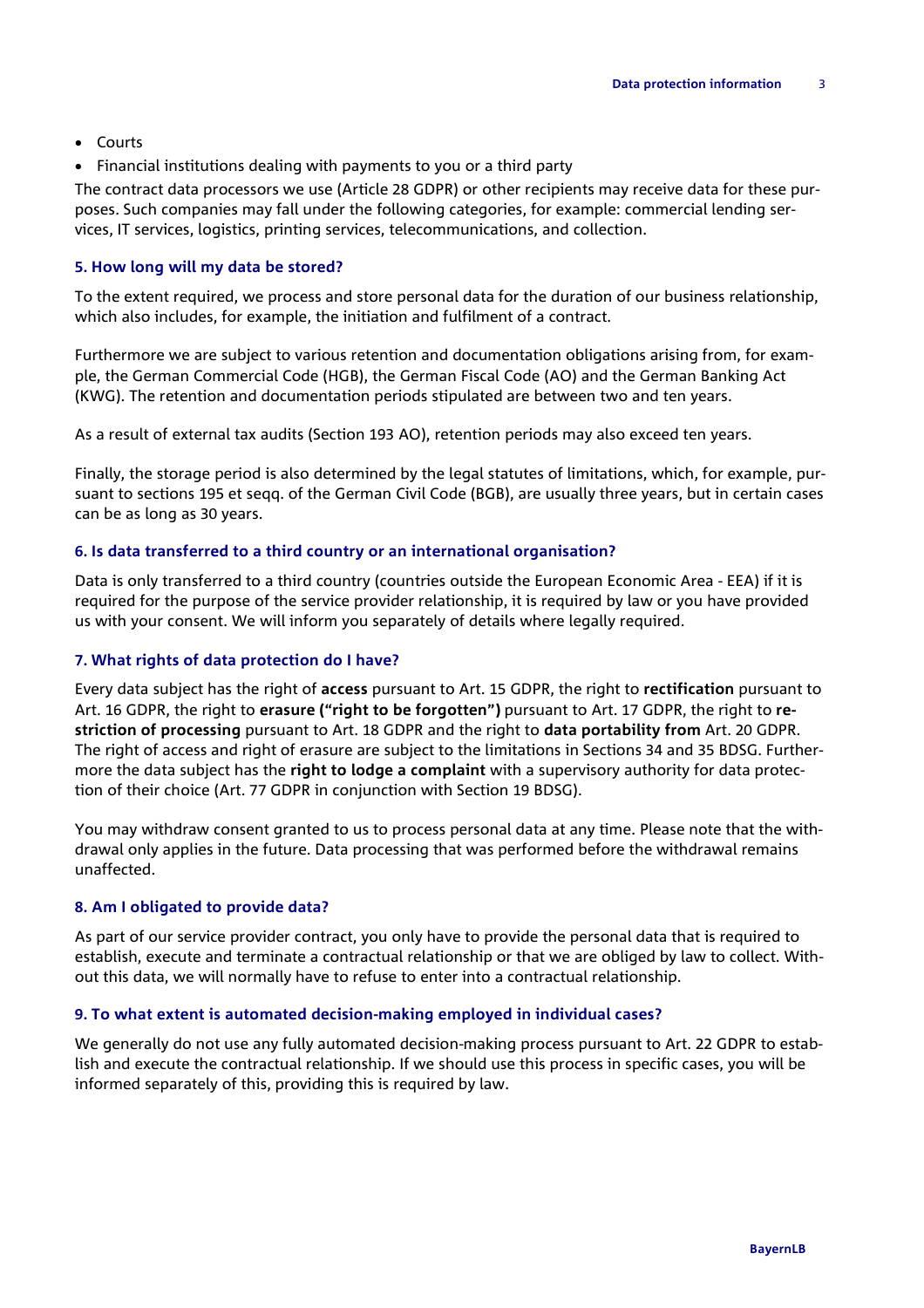- Courts
- Financial institutions dealing with payments to you or a third party

The contract data processors we use (Article 28 GDPR) or other recipients may receive data for these purposes. Such companies may fall under the following categories, for example: commercial lending services, IT services, logistics, printing services, telecommunications, and collection.

### 5. How long will my data be stored?

To the extent required, we process and store personal data for the duration of our business relationship, which also includes, for example, the initiation and fulfilment of a contract.

Furthermore we are subject to various retention and documentation obligations arising from, for example, the German Commercial Code (HGB), the German Fiscal Code (AO) and the German Banking Act (KWG). The retention and documentation periods stipulated are between two and ten years.

As a result of external tax audits (Section 193 AO), retention periods may also exceed ten years.

Finally, the storage period is also determined by the legal statutes of limitations, which, for example, pursuant to sections 195 et seqq. of the German Civil Code (BGB), are usually three years, but in certain cases can be as long as 30 years.

### 6. Is data transferred to a third country or an international organisation?

Data is only transferred to a third country (countries outside the European Economic Area - EEA) if it is required for the purpose of the service provider relationship, it is required by law or you have provided us with your consent. We will inform you separately of details where legally required.

### 7. What rights of data protection do I have?

Every data subject has the right of **access** pursuant to Art. 15 GDPR, the right to **rectification** pursuant to Art. 16 GDPR, the right to **erasure ("right to be forgotten")** pursuant to Art. 17 GDPR, the right to **restriction of processing** pursuant to Art. 18 GDPR and the right to **data portability from** Art. 20 GDPR. The right of access and right of erasure are subject to the limitations in Sections 34 and 35 BDSG. Furthermore the data subject has the **right to lodge a complaint** with a supervisory authority for data protection of their choice (Art. 77 GDPR in conjunction with Section 19 BDSG).

You may withdraw consent granted to us to process personal data at any time. Please note that the withdrawal only applies in the future. Data processing that was performed before the withdrawal remains unaffected.

### 8. Am I obligated to provide data?

As part of our service provider contract, you only have to provide the personal data that is required to establish, execute and terminate a contractual relationship or that we are obliged by law to collect. Without this data, we will normally have to refuse to enter into a contractual relationship.

### 9. To what extent is automated decision-making employed in individual cases?

We generally do not use any fully automated decision-making process pursuant to Art. 22 GDPR to establish and execute the contractual relationship. If we should use this process in specific cases, you will be informed separately of this, providing this is required by law.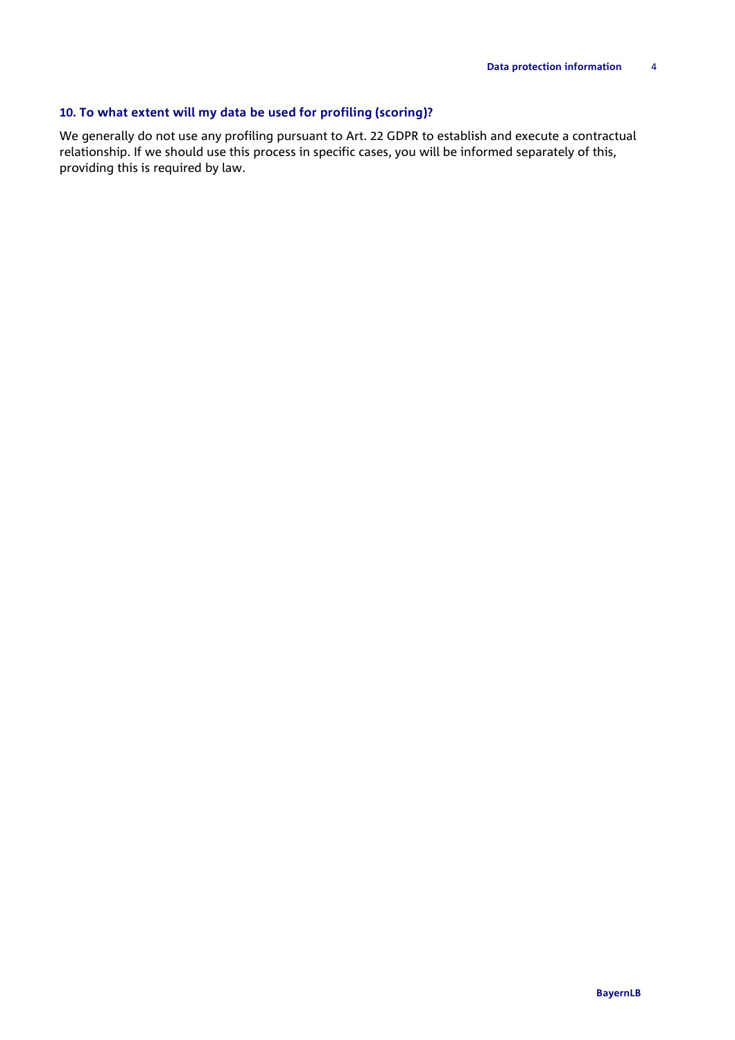## 10. To what extent will my data be used for profiling (scoring)?

We generally do not use any profiling pursuant to Art. 22 GDPR to establish and execute a contractual relationship. If we should use this process in specific cases, you will be informed separately of this, providing this is required by law.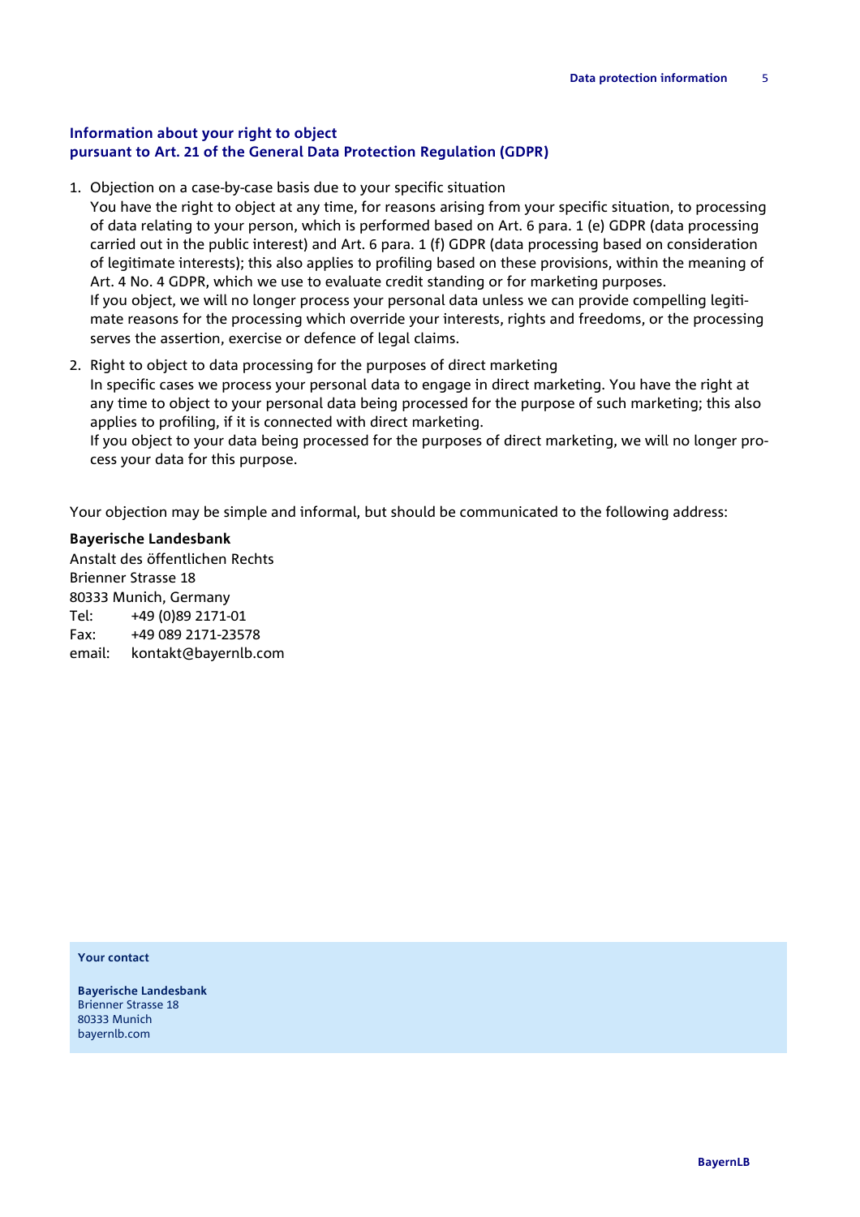## Information about your right to object pursuant to Art. 21 of the General Data Protection Regulation (GDPR)

1. Objection on a case-by-case basis due to your specific situation
   You have the right to object at any time, for reasons arising from your specific situation, to processing of data relating to your person, which is performed based on Art. 6 para. 1 (e) GDPR (data processing carried out in the public interest) and Art. 6 para. 1 (f) GDPR (data processing based on consideration of legitimate interests); this also applies to profiling based on these provisions, within the meaning of Art. 4 No. 4 GDPR, which we use to evaluate credit standing or for marketing purposes.
   If you object, we will no longer process your personal data unless we can provide compelling legitimate reasons for the processing which override your interests, rights and freedoms, or the processing serves the assertion, exercise or defence of legal claims.

2. Right to object to data processing for the purposes of direct marketing
   In specific cases we process your personal data to engage in direct marketing. You have the right at any time to object to your personal data being processed for the purpose of such marketing; this also applies to profiling, if it is connected with direct marketing.
   If you object to your data being processed for the purposes of direct marketing, we will no longer process your data for this purpose.

Your objection may be simple and informal, but should be communicated to the following address:

**Bayerische Landesbank**
Anstalt des öffentlichen Rechts
Brienner Strasse 18
80333 Munich, Germany
Tel: +49 (0)89 2171-01
Fax: +49 089 2171-23578
email: kontakt@bayernlb.com

**Your contact**

**Bayerische Landesbank**
Brienner Strasse 18
80333 Munich
bayernlb.com